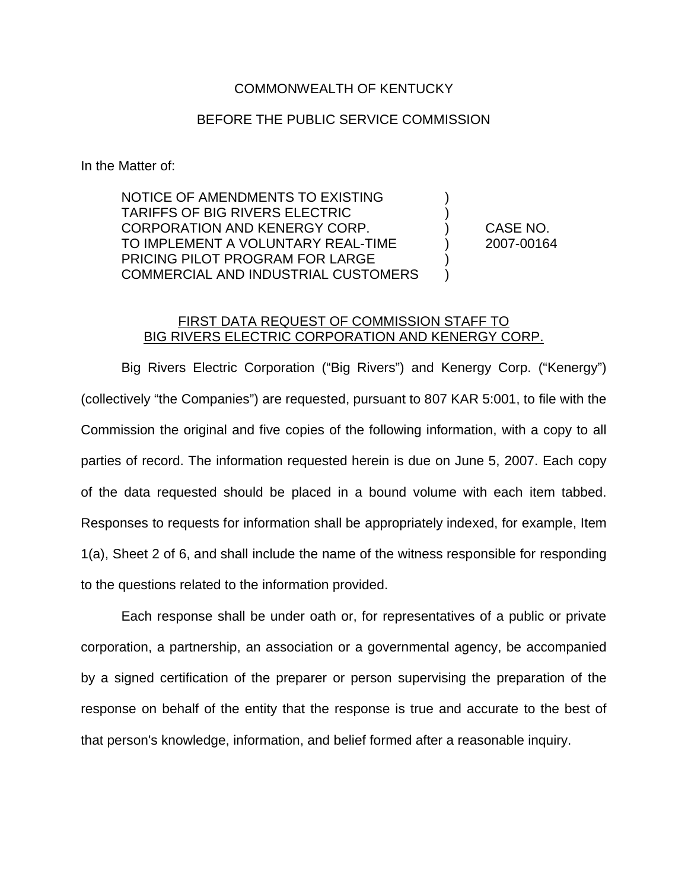COMMONWEALTH OF KENTUCKY

BEFORE THE PUBLIC SERVICE COMMISSION

In the Matter of:

| | | |
|---|---|---|
| NOTICE OF AMENDMENTS TO EXISTING TARIFFS OF BIG RIVERS ELECTRIC CORPORATION AND KENERGY CORP. TO IMPLEMENT A VOLUNTARY REAL-TIME PRICING PILOT PROGRAM FOR LARGE COMMERCIAL AND INDUSTRIAL CUSTOMERS | ) | CASE NO. 2007-00164 |

FIRST DATA REQUEST OF COMMISSION STAFF TO BIG RIVERS ELECTRIC CORPORATION AND KENERGY CORP.

Big Rivers Electric Corporation ("Big Rivers") and Kenergy Corp. ("Kenergy") (collectively "the Companies") are requested, pursuant to 807 KAR 5:001, to file with the Commission the original and five copies of the following information, with a copy to all parties of record. The information requested herein is due on June 5, 2007. Each copy of the data requested should be placed in a bound volume with each item tabbed. Responses to requests for information shall be appropriately indexed, for example, Item 1(a), Sheet 2 of 6, and shall include the name of the witness responsible for responding to the questions related to the information provided.

Each response shall be under oath or, for representatives of a public or private corporation, a partnership, an association or a governmental agency, be accompanied by a signed certification of the preparer or person supervising the preparation of the response on behalf of the entity that the response is true and accurate to the best of that person's knowledge, information, and belief formed after a reasonable inquiry.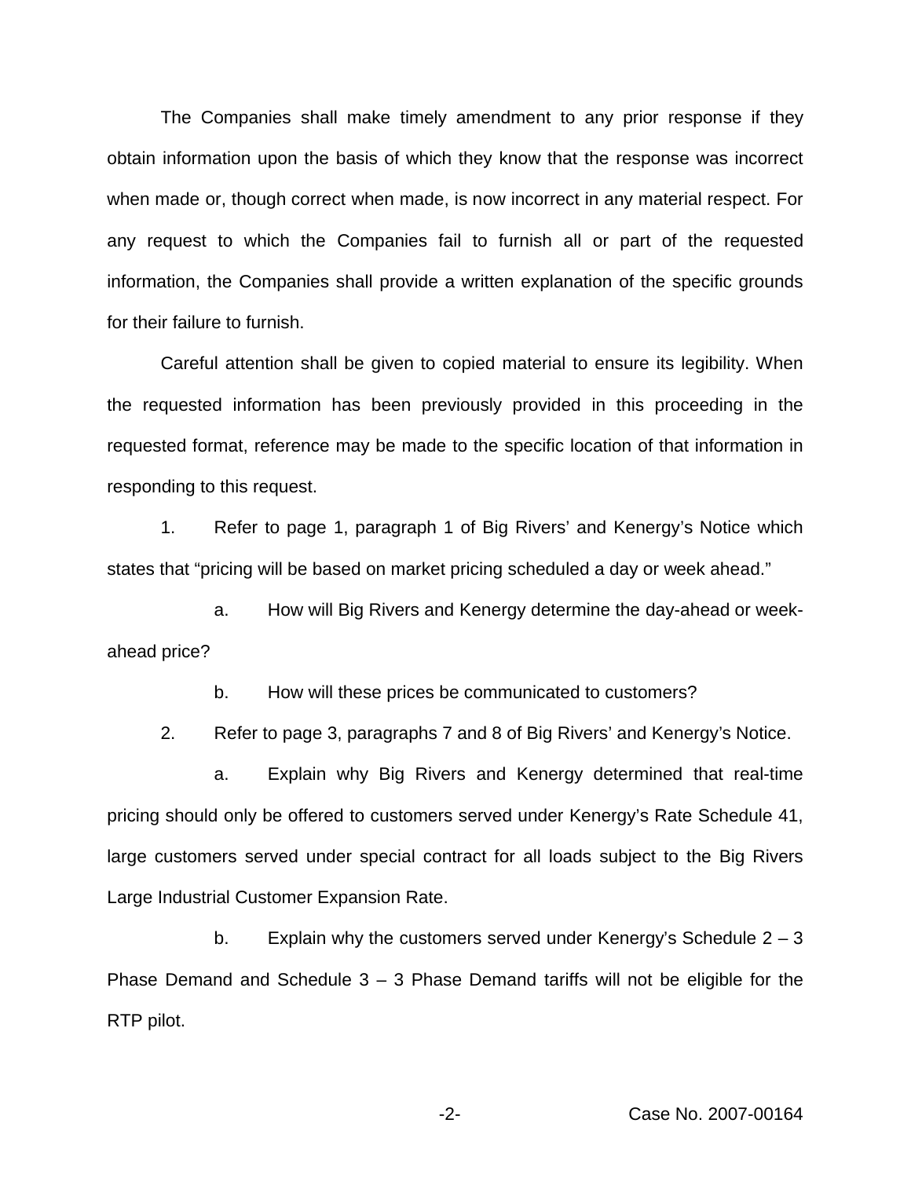The Companies shall make timely amendment to any prior response if they obtain information upon the basis of which they know that the response was incorrect when made or, though correct when made, is now incorrect in any material respect. For any request to which the Companies fail to furnish all or part of the requested information, the Companies shall provide a written explanation of the specific grounds for their failure to furnish.

Careful attention shall be given to copied material to ensure its legibility. When the requested information has been previously provided in this proceeding in the requested format, reference may be made to the specific location of that information in responding to this request.

1. Refer to page 1, paragraph 1 of Big Rivers' and Kenergy's Notice which states that "pricing will be based on market pricing scheduled a day or week ahead."

   a. How will Big Rivers and Kenergy determine the day-ahead or week-ahead price?

   b. How will these prices be communicated to customers?

2. Refer to page 3, paragraphs 7 and 8 of Big Rivers' and Kenergy's Notice.

   a. Explain why Big Rivers and Kenergy determined that real-time pricing should only be offered to customers served under Kenergy's Rate Schedule 41, large customers served under special contract for all loads subject to the Big Rivers Large Industrial Customer Expansion Rate.

   b. Explain why the customers served under Kenergy's Schedule 2 – 3 Phase Demand and Schedule 3 – 3 Phase Demand tariffs will not be eligible for the RTP pilot.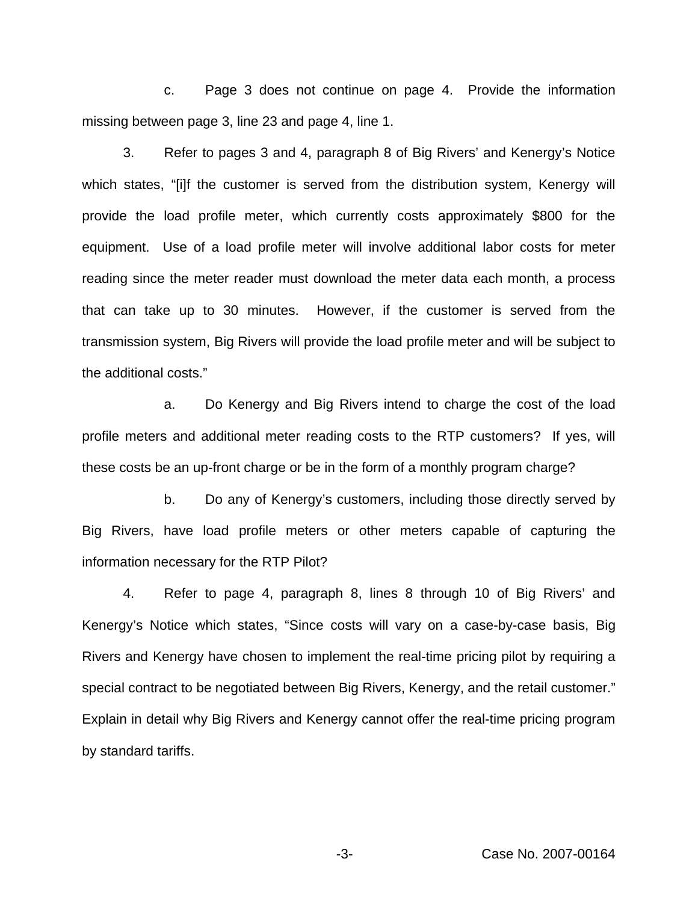c. Page 3 does not continue on page 4. Provide the information missing between page 3, line 23 and page 4, line 1.

3. Refer to pages 3 and 4, paragraph 8 of Big Rivers' and Kenergy's Notice which states, "[i]f the customer is served from the distribution system, Kenergy will provide the load profile meter, which currently costs approximately $800 for the equipment. Use of a load profile meter will involve additional labor costs for meter reading since the meter reader must download the meter data each month, a process that can take up to 30 minutes. However, if the customer is served from the transmission system, Big Rivers will provide the load profile meter and will be subject to the additional costs."

a. Do Kenergy and Big Rivers intend to charge the cost of the load profile meters and additional meter reading costs to the RTP customers? If yes, will these costs be an up-front charge or be in the form of a monthly program charge?

b. Do any of Kenergy's customers, including those directly served by Big Rivers, have load profile meters or other meters capable of capturing the information necessary for the RTP Pilot?

4. Refer to page 4, paragraph 8, lines 8 through 10 of Big Rivers' and Kenergy's Notice which states, "Since costs will vary on a case-by-case basis, Big Rivers and Kenergy have chosen to implement the real-time pricing pilot by requiring a special contract to be negotiated between Big Rivers, Kenergy, and the retail customer." Explain in detail why Big Rivers and Kenergy cannot offer the real-time pricing program by standard tariffs.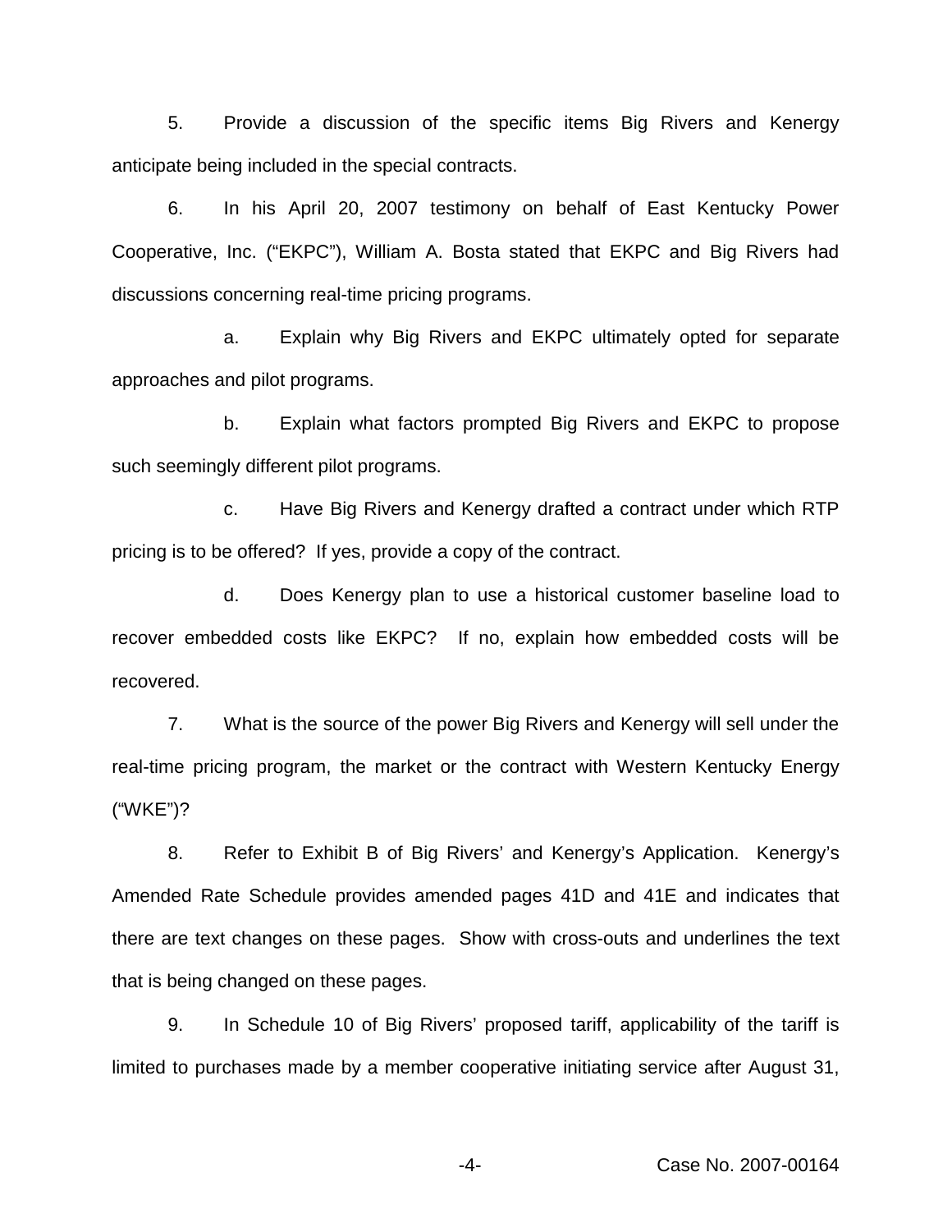5. Provide a discussion of the specific items Big Rivers and Kenergy anticipate being included in the special contracts.

6. In his April 20, 2007 testimony on behalf of East Kentucky Power Cooperative, Inc. ("EKPC"), William A. Bosta stated that EKPC and Big Rivers had discussions concerning real-time pricing programs.

a. Explain why Big Rivers and EKPC ultimately opted for separate approaches and pilot programs.

b. Explain what factors prompted Big Rivers and EKPC to propose such seemingly different pilot programs.

c. Have Big Rivers and Kenergy drafted a contract under which RTP pricing is to be offered? If yes, provide a copy of the contract.

d. Does Kenergy plan to use a historical customer baseline load to recover embedded costs like EKPC? If no, explain how embedded costs will be recovered.

7. What is the source of the power Big Rivers and Kenergy will sell under the real-time pricing program, the market or the contract with Western Kentucky Energy ("WKE")?

8. Refer to Exhibit B of Big Rivers' and Kenergy's Application. Kenergy's Amended Rate Schedule provides amended pages 41D and 41E and indicates that there are text changes on these pages. Show with cross-outs and underlines the text that is being changed on these pages.

9. In Schedule 10 of Big Rivers' proposed tariff, applicability of the tariff is limited to purchases made by a member cooperative initiating service after August 31,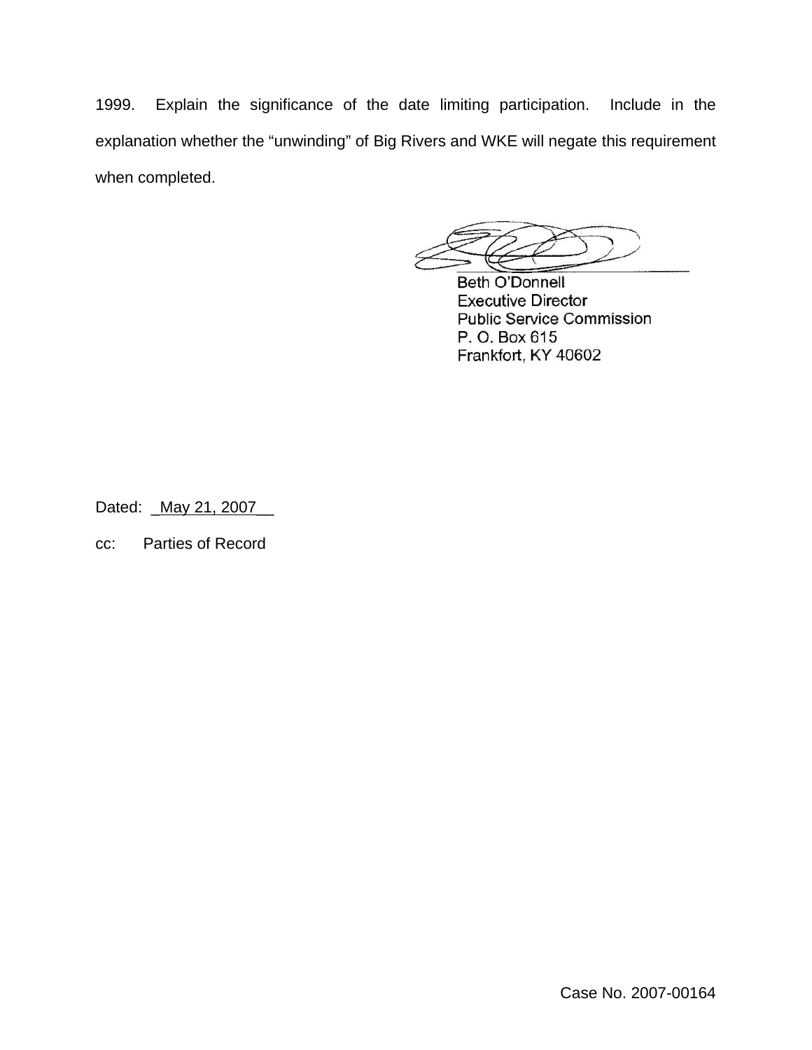1999. Explain the significance of the date limiting participation. Include in the explanation whether the "unwinding" of Big Rivers and WKE will negate this requirement when completed.

Beth O'Donnell
Executive Director
Public Service Commission
P. O. Box 615
Frankfort, KY 40602

Dated: May 21, 2007

cc: Parties of Record

Case No. 2007-00164